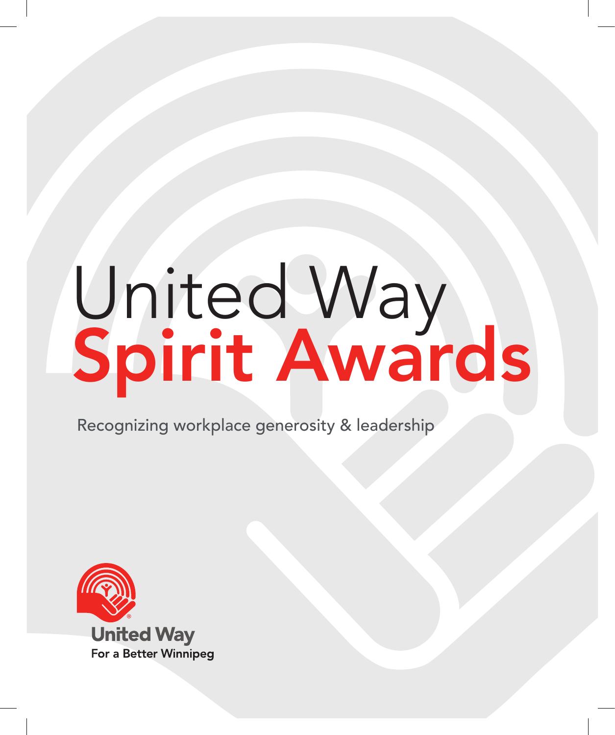# United Way
# Spirit Awards

Recognizing workplace generosity & leadership

United Way
For a Better Winnipeg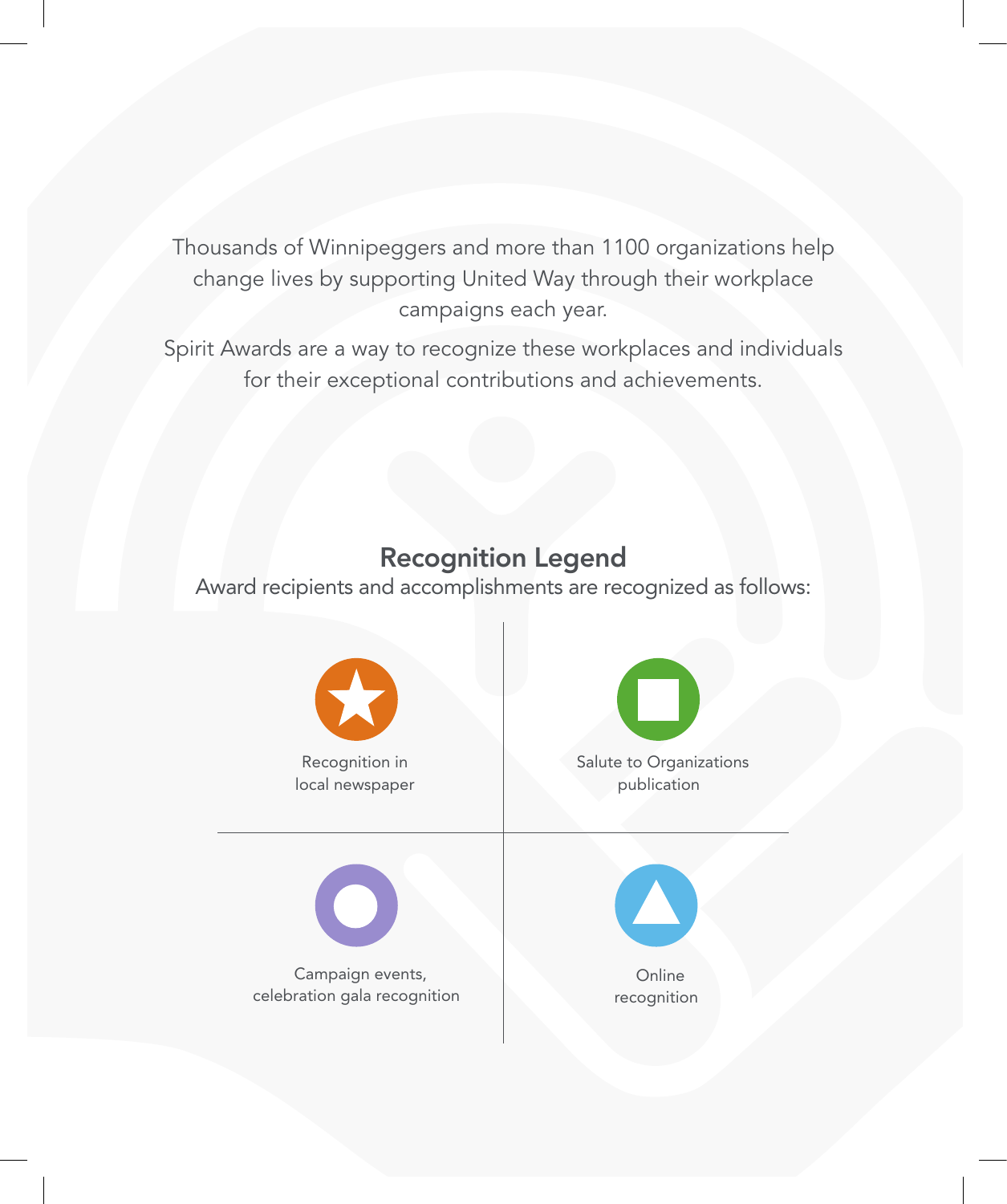Thousands of Winnipeggers and more than 1100 organizations help change lives by supporting United Way through their workplace campaigns each year.

Spirit Awards are a way to recognize these workplaces and individuals for their exceptional contributions and achievements.

## Recognition Legend

Award recipients and accomplishments are recognized as follows:

- Recognition in local newspaper
- Salute to Organizations publication
- Campaign events, celebration gala recognition
- Online recognition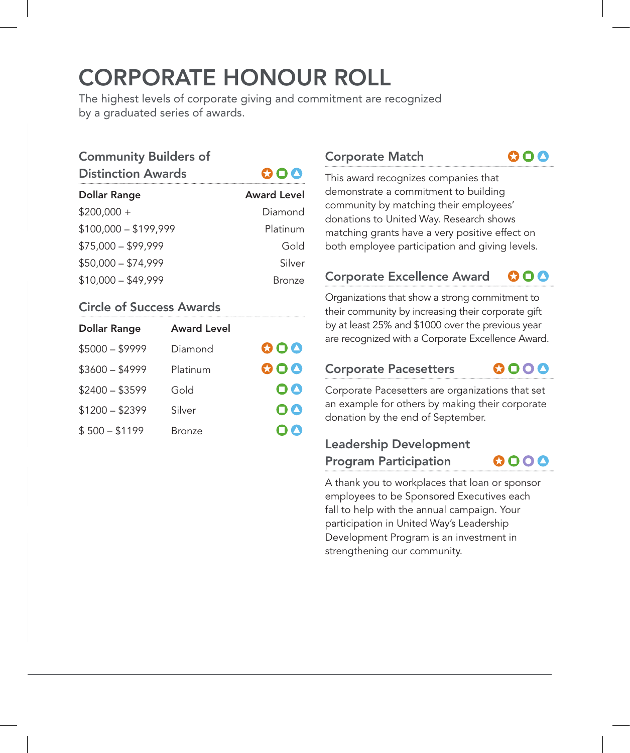# CORPORATE HONOUR ROLL

The highest levels of corporate giving and commitment are recognized by a graduated series of awards.

## Community Builders of Distinction Awards

| Dollar Range | Award Level |
|---|---|
| $200,000 + | Diamond |
| $100,000 – $199,999 | Platinum |
| $75,000 – $99,999 | Gold |
| $50,000 – $74,999 | Silver |
| $10,000 – $49,999 | Bronze |

## Circle of Success Awards

| Dollar Range | Award Level |
|---|---|
| $5000 – $9999 | Diamond |
| $3600 – $4999 | Platinum |
| $2400 – $3599 | Gold |
| $1200 – $2399 | Silver |
| $ 500 – $1199 | Bronze |

## Corporate Match

This award recognizes companies that demonstrate a commitment to building community by matching their employees' donations to United Way. Research shows matching grants have a very positive effect on both employee participation and giving levels.

## Corporate Excellence Award

Organizations that show a strong commitment to their community by increasing their corporate gift by at least 25% and $1000 over the previous year are recognized with a Corporate Excellence Award.

## Corporate Pacesetters

Corporate Pacesetters are organizations that set an example for others by making their corporate donation by the end of September.

## Leadership Development Program Participation

A thank you to workplaces that loan or sponsor employees to be Sponsored Executives each fall to help with the annual campaign. Your participation in United Way's Leadership Development Program is an investment in strengthening our community.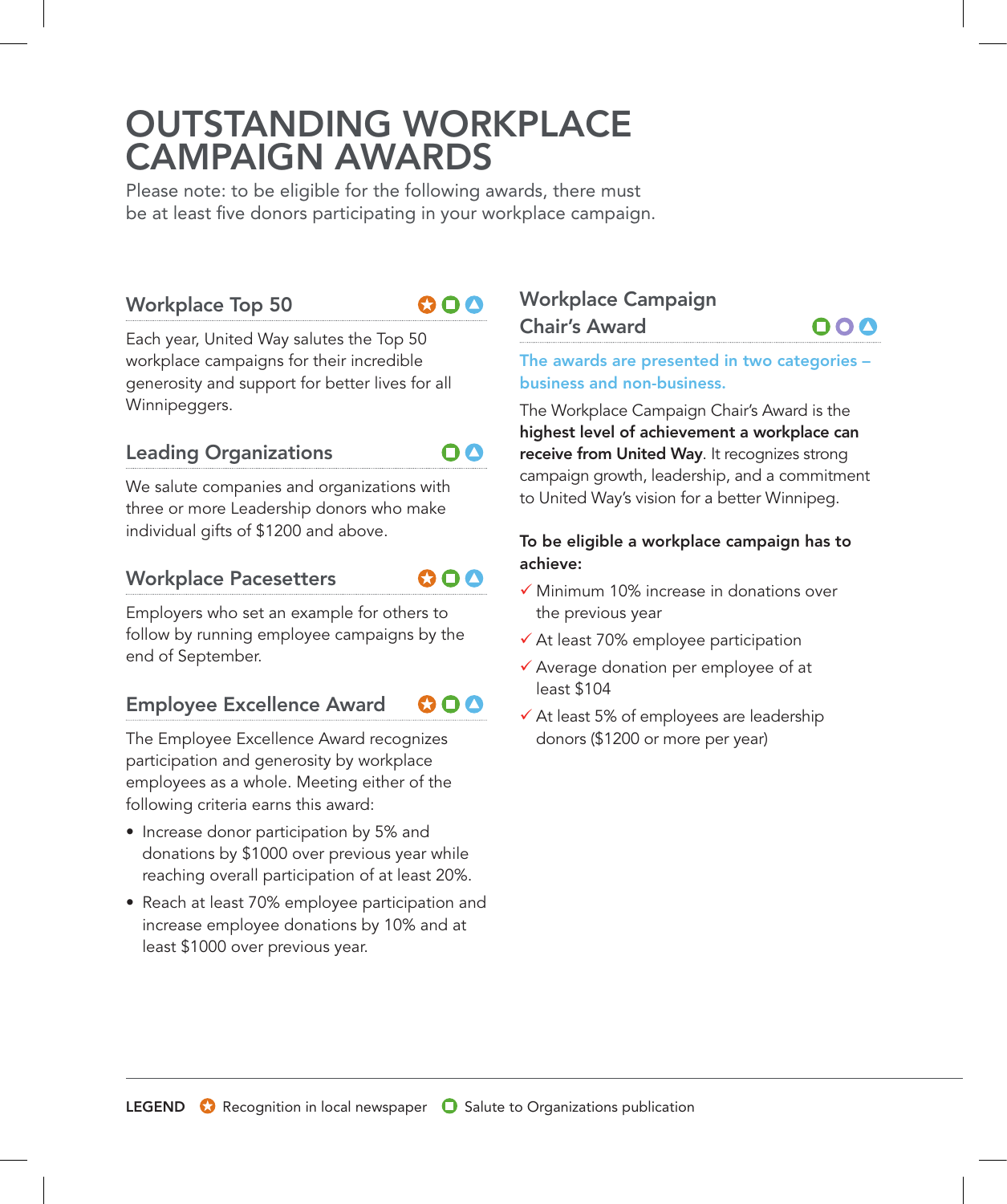# OUTSTANDING WORKPLACE CAMPAIGN AWARDS

Please note: to be eligible for the following awards, there must be at least five donors participating in your workplace campaign.

## Workplace Top 50

Each year, United Way salutes the Top 50 workplace campaigns for their incredible generosity and support for better lives for all Winnipeggers.

## Leading Organizations

We salute companies and organizations with three or more Leadership donors who make individual gifts of $1200 and above.

## Workplace Pacesetters

Employers who set an example for others to follow by running employee campaigns by the end of September.

## Employee Excellence Award

The Employee Excellence Award recognizes participation and generosity by workplace employees as a whole. Meeting either of the following criteria earns this award:

- Increase donor participation by 5% and donations by $1000 over previous year while reaching overall participation of at least 20%.
- Reach at least 70% employee participation and increase employee donations by 10% and at least $1000 over previous year.

## Workplace Campaign Chair's Award

The awards are presented in two categories – business and non-business.

The Workplace Campaign Chair's Award is the **highest level of achievement a workplace can receive from United Way**. It recognizes strong campaign growth, leadership, and a commitment to United Way's vision for a better Winnipeg.

**To be eligible a workplace campaign has to achieve:**

- ✓ Minimum 10% increase in donations over the previous year
- ✓ At least 70% employee participation
- ✓ Average donation per employee of at least $104
- ✓ At least 5% of employees are leadership donors ($1200 or more per year)

**LEGEND** Recognition in local newspaper Salute to Organizations publication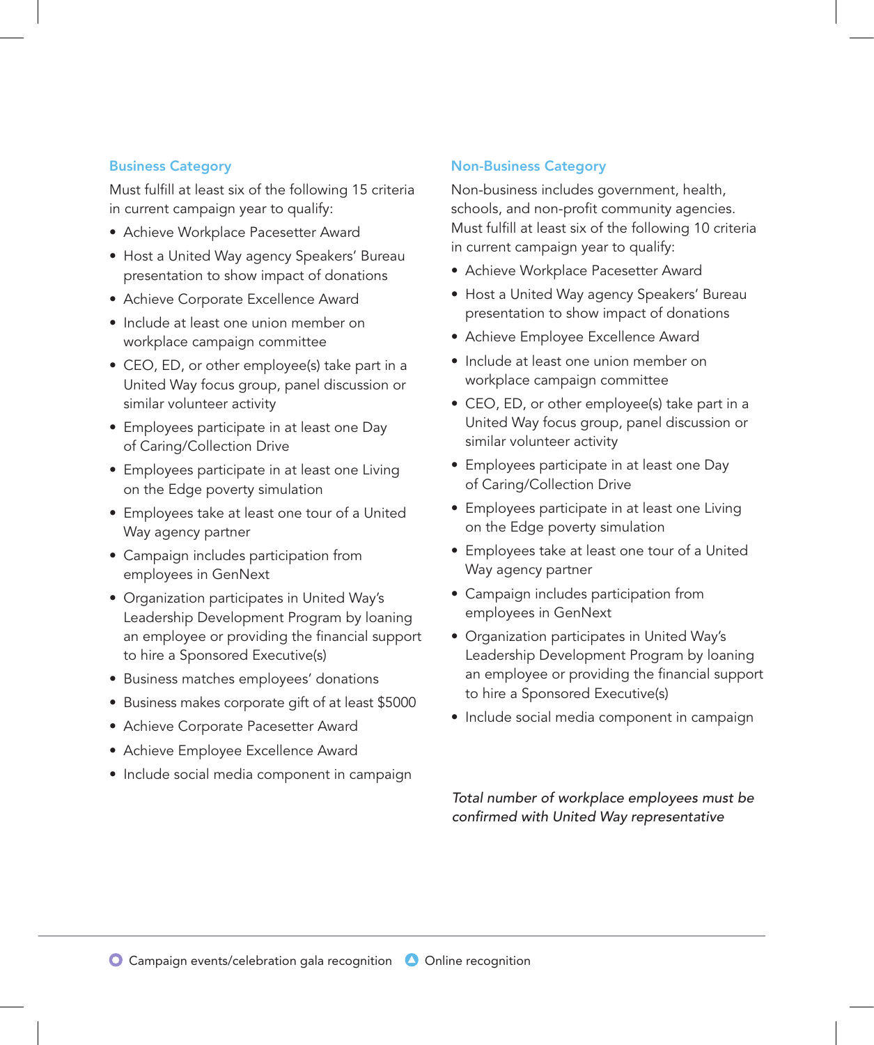### Business Category

Must fulfill at least six of the following 15 criteria in current campaign year to qualify:

- Achieve Workplace Pacesetter Award
- Host a United Way agency Speakers' Bureau presentation to show impact of donations
- Achieve Corporate Excellence Award
- Include at least one union member on workplace campaign committee
- CEO, ED, or other employee(s) take part in a United Way focus group, panel discussion or similar volunteer activity
- Employees participate in at least one Day of Caring/Collection Drive
- Employees participate in at least one Living on the Edge poverty simulation
- Employees take at least one tour of a United Way agency partner
- Campaign includes participation from employees in GenNext
- Organization participates in United Way's Leadership Development Program by loaning an employee or providing the financial support to hire a Sponsored Executive(s)
- Business matches employees' donations
- Business makes corporate gift of at least $5000
- Achieve Corporate Pacesetter Award
- Achieve Employee Excellence Award
- Include social media component in campaign

### Non-Business Category

Non-business includes government, health, schools, and non-profit community agencies. Must fulfill at least six of the following 10 criteria in current campaign year to qualify:

- Achieve Workplace Pacesetter Award
- Host a United Way agency Speakers' Bureau presentation to show impact of donations
- Achieve Employee Excellence Award
- Include at least one union member on workplace campaign committee
- CEO, ED, or other employee(s) take part in a United Way focus group, panel discussion or similar volunteer activity
- Employees participate in at least one Day of Caring/Collection Drive
- Employees participate in at least one Living on the Edge poverty simulation
- Employees take at least one tour of a United Way agency partner
- Campaign includes participation from employees in GenNext
- Organization participates in United Way's Leadership Development Program by loaning an employee or providing the financial support to hire a Sponsored Executive(s)
- Include social media component in campaign

*Total number of workplace employees must be confirmed with United Way representative*

Campaign events/celebration gala recognition Online recognition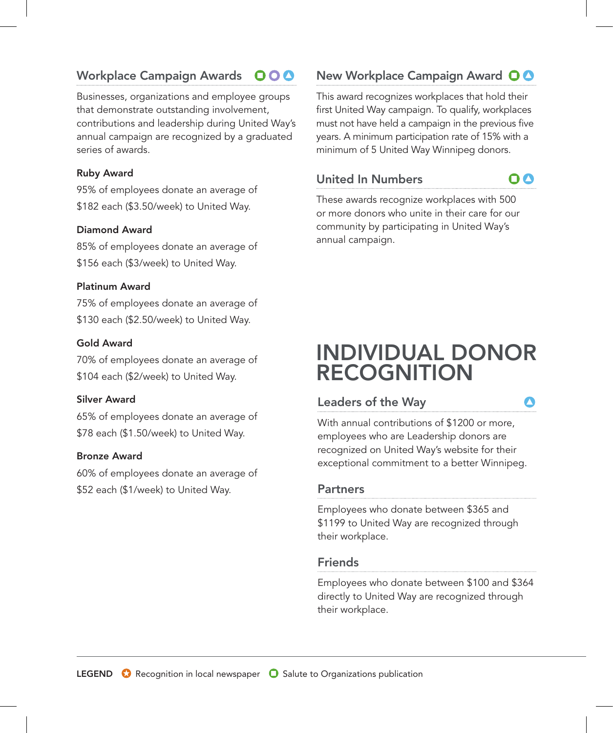## Workplace Campaign Awards

Businesses, organizations and employee groups that demonstrate outstanding involvement, contributions and leadership during United Way's annual campaign are recognized by a graduated series of awards.

### Ruby Award

95% of employees donate an average of $182 each ($3.50/week) to United Way.

### Diamond Award

85% of employees donate an average of $156 each ($3/week) to United Way.

### Platinum Award

75% of employees donate an average of $130 each ($2.50/week) to United Way.

### Gold Award

70% of employees donate an average of $104 each ($2/week) to United Way.

### Silver Award

65% of employees donate an average of $78 each ($1.50/week) to United Way.

### Bronze Award

60% of employees donate an average of $52 each ($1/week) to United Way.

## New Workplace Campaign Award

This award recognizes workplaces that hold their first United Way campaign. To qualify, workplaces must not have held a campaign in the previous five years. A minimum participation rate of 15% with a minimum of 5 United Way Winnipeg donors.

## United In Numbers

These awards recognize workplaces with 500 or more donors who unite in their care for our community by participating in United Way's annual campaign.

# INDIVIDUAL DONOR RECOGNITION

## Leaders of the Way

With annual contributions of $1200 or more, employees who are Leadership donors are recognized on United Way's website for their exceptional commitment to a better Winnipeg.

## Partners

Employees who donate between $365 and $1199 to United Way are recognized through their workplace.

## Friends

Employees who donate between $100 and $364 directly to United Way are recognized through their workplace.

**LEGEND** Recognition in local newspaper · Salute to Organizations publication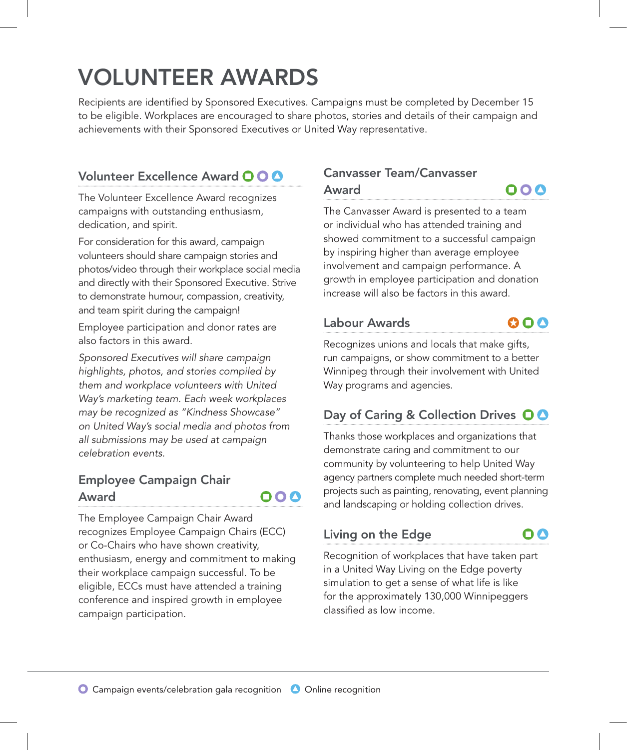# VOLUNTEER AWARDS

Recipients are identified by Sponsored Executives. Campaigns must be completed by December 15 to be eligible. Workplaces are encouraged to share photos, stories and details of their campaign and achievements with their Sponsored Executives or United Way representative.

## Volunteer Excellence Award

The Volunteer Excellence Award recognizes campaigns with outstanding enthusiasm, dedication, and spirit.

For consideration for this award, campaign volunteers should share campaign stories and photos/video through their workplace social media and directly with their Sponsored Executive. Strive to demonstrate humour, compassion, creativity, and team spirit during the campaign!

Employee participation and donor rates are also factors in this award.

*Sponsored Executives will share campaign highlights, photos, and stories compiled by them and workplace volunteers with United Way's marketing team. Each week workplaces may be recognized as "Kindness Showcase" on United Way's social media and photos from all submissions may be used at campaign celebration events.*

## Employee Campaign Chair Award

The Employee Campaign Chair Award recognizes Employee Campaign Chairs (ECC) or Co-Chairs who have shown creativity, enthusiasm, energy and commitment to making their workplace campaign successful. To be eligible, ECCs must have attended a training conference and inspired growth in employee campaign participation.

## Canvasser Team/Canvasser Award

The Canvasser Award is presented to a team or individual who has attended training and showed commitment to a successful campaign by inspiring higher than average employee involvement and campaign performance. A growth in employee participation and donation increase will also be factors in this award.

## Labour Awards

Recognizes unions and locals that make gifts, run campaigns, or show commitment to a better Winnipeg through their involvement with United Way programs and agencies.

## Day of Caring & Collection Drives

Thanks those workplaces and organizations that demonstrate caring and commitment to our community by volunteering to help United Way agency partners complete much needed short-term projects such as painting, renovating, event planning and landscaping or holding collection drives.

## Living on the Edge

Recognition of workplaces that have taken part in a United Way Living on the Edge poverty simulation to get a sense of what life is like for the approximately 130,000 Winnipeggers classified as low income.

Campaign events/celebration gala recognition    Online recognition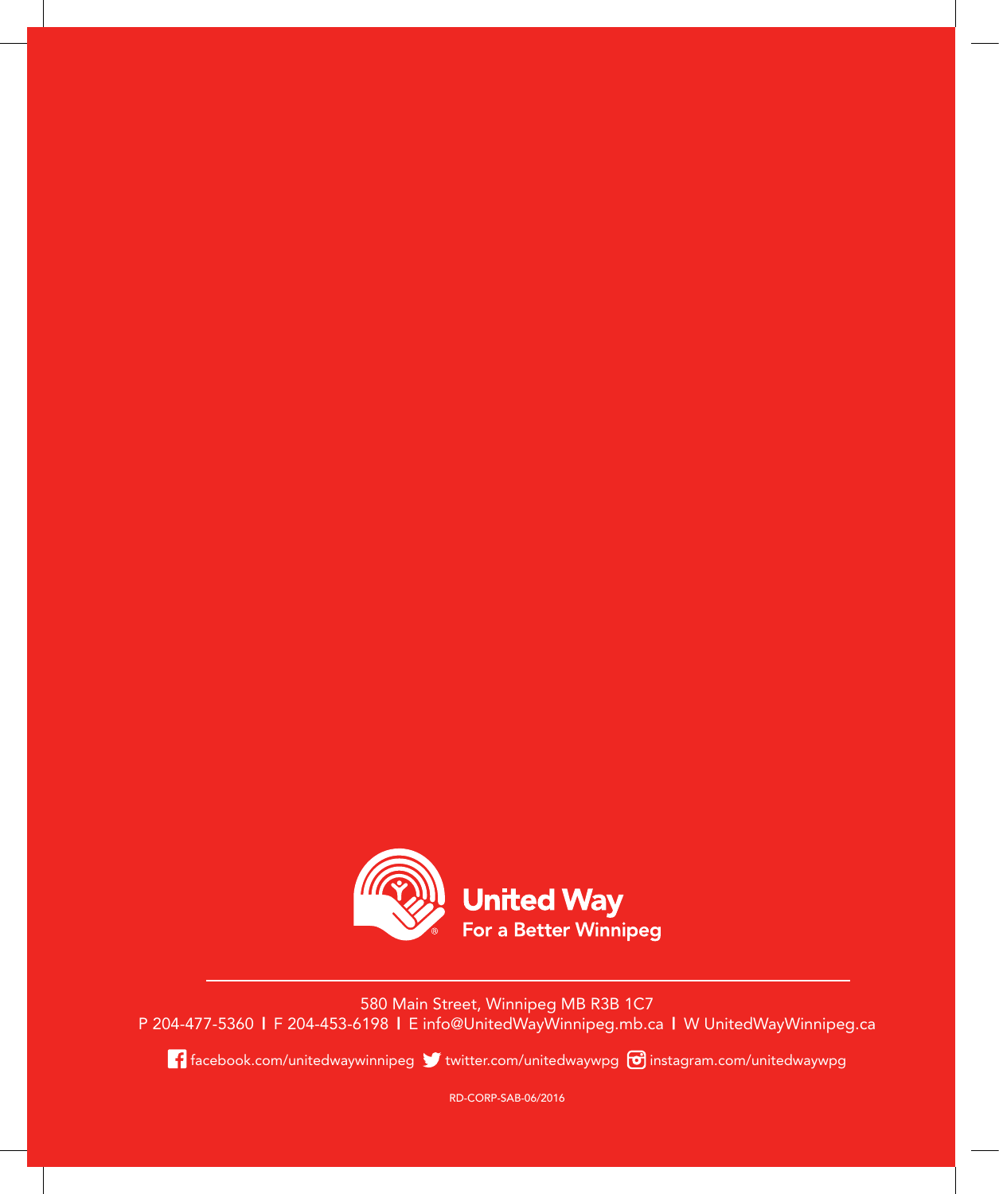United Way
For a Better Winnipeg

580 Main Street, Winnipeg MB R3B 1C7
P 204-477-5360 | F 204-453-6198 | E info@UnitedWayWinnipeg.mb.ca | W UnitedWayWinnipeg.ca

facebook.com/unitedwaywinnipeg twitter.com/unitedwaywpg instagram.com/unitedwaywpg

RD-CORP-SAB-06/2016